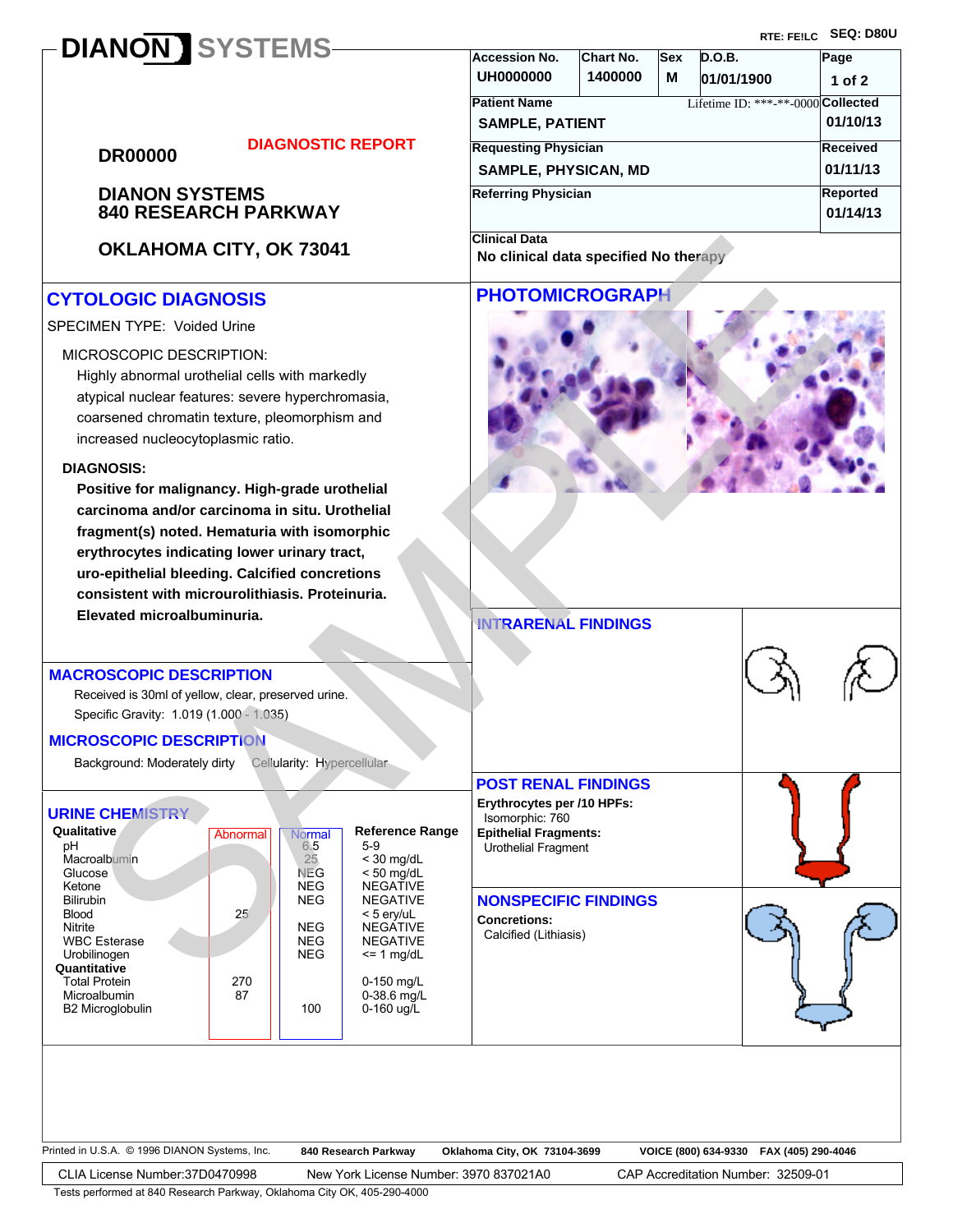RTE: FE!LC SEQ: D80U

# DIANON SYSTEMS

| Accession No. | Chart No. | Sex | D.O.B. |
|---|---|---|---|
| UH0000000 | 1400000 | M | 01/01/1900 |

**Patient Name:** SAMPLE, PATIENT — Lifetime ID: \*\*\*-\*\*-0000

**Collected:** 01/10/13

**Requesting Physician:** SAMPLE, PHYSICAN, MD

**Received:** 01/11/13

**Referring Physician:**

**Reported:** 01/14/13

**Clinical Data:** No clinical data specified No therapy

**DR00000**

**DIAGNOSTIC REPORT**

**DIANON SYSTEMS**
**840 RESEARCH PARKWAY**

**OKLAHOMA CITY, OK 73041**

## CYTOLOGIC DIAGNOSIS

SPECIMEN TYPE: Voided Urine

MICROSCOPIC DESCRIPTION:

Highly abnormal urothelial cells with markedly atypical nuclear features: severe hyperchromasia, coarsened chromatin texture, pleomorphism and increased nucleocytoplasmic ratio.

**DIAGNOSIS:**

**Positive for malignancy. High-grade urothelial carcinoma and/or carcinoma in situ. Urothelial fragment(s) noted. Hematuria with isomorphic erythrocytes indicating lower urinary tract, uro-epithelial bleeding. Calcified concretions consistent with microurolithiasis. Proteinuria. Elevated microalbuminuria.**

## PHOTOMICROGRAPH

## MACROSCOPIC DESCRIPTION

Received is 30ml of yellow, clear, preserved urine.

Specific Gravity: 1.019 (1.000 - 1.035)

## MICROSCOPIC DESCRIPTION

Background: Moderately dirty Cellularity: Hypercellular

## URINE CHEMISTRY

| Qualitative | Abnormal | Normal | Reference Range |
|---|---|---|---|
| pH | | 6.5 | 5-9 |
| Macroalbumin | | 25 | < 30 mg/dL |
| Glucose | | NEG | < 50 mg/dL |
| Ketone | | NEG | NEGATIVE |
| Bilirubin | | NEG | NEGATIVE |
| Blood | 25 | | < 5 ery/uL |
| Nitrite | | NEG | NEGATIVE |
| WBC Esterase | | NEG | NEGATIVE |
| Urobilinogen | | NEG | <= 1 mg/dL |
| **Quantitative** | | | |
| Total Protein | 270 | | 0-150 mg/L |
| Microalbumin | 87 | | 0-38.6 mg/L |
| B2 Microglobulin | | 100 | 0-160 ug/L |

## INTRARENAL FINDINGS

## POST RENAL FINDINGS

**Erythrocytes per /10 HPFs:**
Isomorphic: 760

**Epithelial Fragments:**
Urothelial Fragment

## NONSPECIFIC FINDINGS

**Concretions:**
Calcified (Lithiasis)

Printed in U.S.A. © 1996 DIANON Systems, Inc. 840 Research Parkway Oklahoma City, OK 73104-3699 VOICE (800) 634-9330 FAX (405) 290-4046

CLIA License Number:37D0470998 New York License Number: 3970 837021A0 CAP Accreditation Number: 32509-01

Tests performed at 840 Research Parkway, Oklahoma City OK, 405-290-4000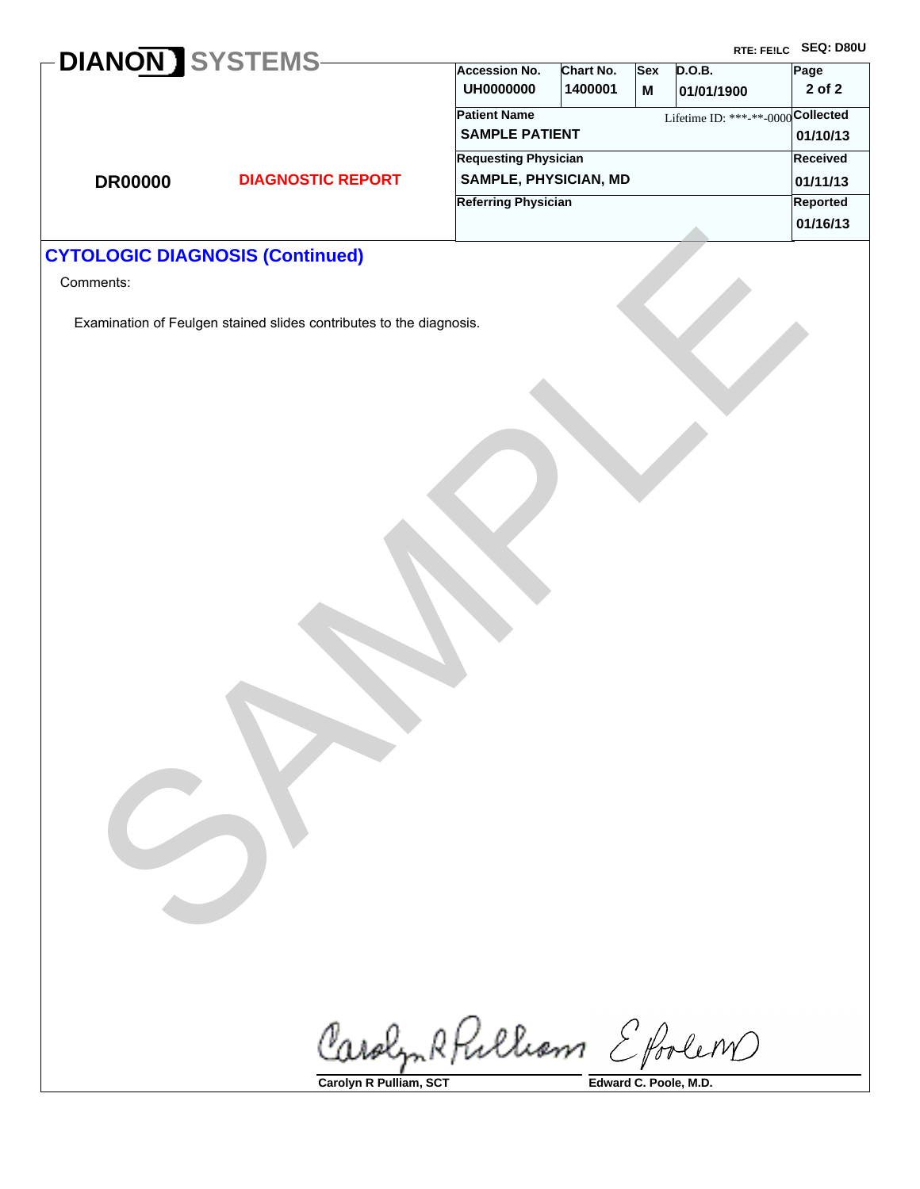**DIANON SYSTEMS**

RTE: FE!LC SEQ: D80U

| Accession No. | Chart No. | Sex | D.O.B. | Page |
|---|---|---|---|---|
| UH0000000 | 1400001 | M | 01/01/1900 | 2 of 2 |

| Patient Name | Lifetime ID: \*\*\*-\*\*-0000 | Collected |
|---|---|---|
| SAMPLE PATIENT | | 01/10/13 |
| **Requesting Physician** | | **Received** |
| SAMPLE, PHYSICIAN, MD | | 01/11/13 |
| **Referring Physician** | | **Reported** |
| | | 01/16/13 |

**DR00000** **DIAGNOSTIC REPORT**

## CYTOLOGIC DIAGNOSIS (Continued)

Comments:

Examination of Feulgen stained slides contributes to the diagnosis.

Carolyn R Pulliam, SCT

Edward C. Poole, M.D.